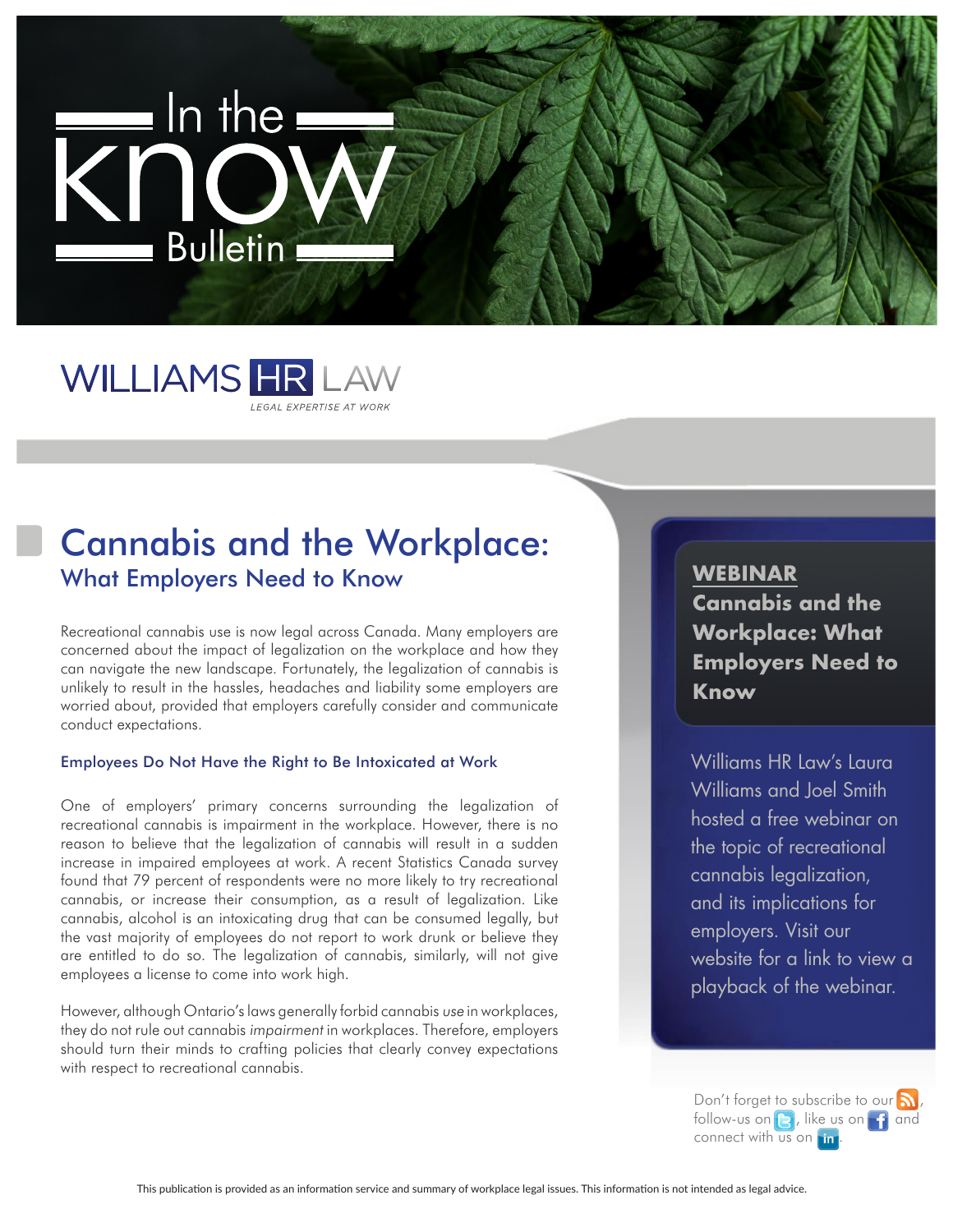# In the Know Bulletin

WILLIAMS HR LAW

*LEGAL EXPERTISE AT WORK*

# Cannabis and the Workplace:

## What Employers Need to Know

Recreational cannabis use is now legal across Canada. Many employers are concerned about the impact of legalization on the workplace and how they can navigate the new landscape. Fortunately, the legalization of cannabis is unlikely to result in the hassles, headaches and liability some employers are worried about, provided that employers carefully consider and communicate conduct expectations.

### Employees Do Not Have the Right to Be Intoxicated at Work

One of employers' primary concerns surrounding the legalization of recreational cannabis is impairment in the workplace. However, there is no reason to believe that the legalization of cannabis will result in a sudden increase in impaired employees at work. A recent Statistics Canada survey found that 79 percent of respondents were no more likely to try recreational cannabis, or increase their consumption, as a result of legalization. Like cannabis, alcohol is an intoxicating drug that can be consumed legally, but the vast majority of employees do not report to work drunk or believe they are entitled to do so. The legalization of cannabis, similarly, will not give employees a license to come into work high.

However, although Ontario's laws generally forbid cannabis *use* in workplaces, they do not rule out cannabis *impairment* in workplaces. Therefore, employers should turn their minds to crafting policies that clearly convey expectations with respect to recreational cannabis.

**WEBINAR**

**Cannabis and the Workplace: What Employers Need to Know**

Williams HR Law's Laura Williams and Joel Smith hosted a free webinar on the topic of recreational cannabis legalization, and its implications for employers. Visit our website for a link to view a playback of the webinar.

Don't forget to subscribe to our RSS, follow-us on Twitter, like us on Facebook and connect with us on LinkedIn.

This publication is provided as an information service and summary of workplace legal issues. This information is not intended as legal advice.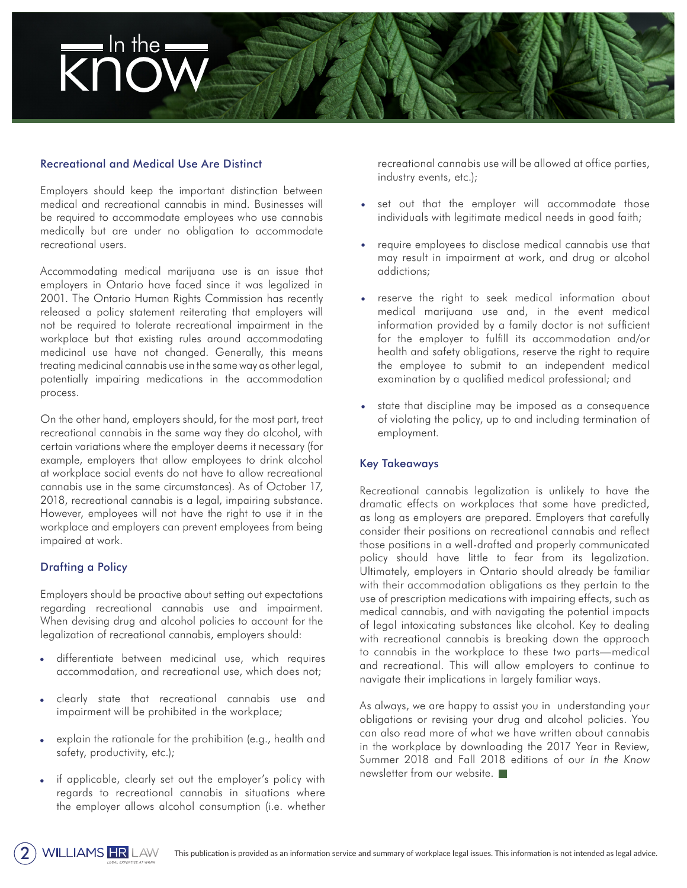## Recreational and Medical Use Are Distinct

Employers should keep the important distinction between medical and recreational cannabis in mind. Businesses will be required to accommodate employees who use cannabis medically but are under no obligation to accommodate recreational users.

Accommodating medical marijuana use is an issue that employers in Ontario have faced since it was legalized in 2001. The Ontario Human Rights Commission has recently released a policy statement reiterating that employers will not be required to tolerate recreational impairment in the workplace but that existing rules around accommodating medicinal use have not changed. Generally, this means treating medicinal cannabis use in the same way as other legal, potentially impairing medications in the accommodation process.

On the other hand, employers should, for the most part, treat recreational cannabis in the same way they do alcohol, with certain variations where the employer deems it necessary (for example, employers that allow employees to drink alcohol at workplace social events do not have to allow recreational cannabis use in the same circumstances). As of October 17, 2018, recreational cannabis is a legal, impairing substance. However, employees will not have the right to use it in the workplace and employers can prevent employees from being impaired at work.

## Drafting a Policy

Employers should be proactive about setting out expectations regarding recreational cannabis use and impairment. When devising drug and alcohol policies to account for the legalization of recreational cannabis, employers should:

- differentiate between medicinal use, which requires accommodation, and recreational use, which does not;
- clearly state that recreational cannabis use and impairment will be prohibited in the workplace;
- explain the rationale for the prohibition (e.g., health and safety, productivity, etc.);
- if applicable, clearly set out the employer's policy with regards to recreational cannabis in situations where the employer allows alcohol consumption (i.e. whether recreational cannabis use will be allowed at office parties, industry events, etc.);
- set out that the employer will accommodate those individuals with legitimate medical needs in good faith;
- require employees to disclose medical cannabis use that may result in impairment at work, and drug or alcohol addictions;
- reserve the right to seek medical information about medical marijuana use and, in the event medical information provided by a family doctor is not sufficient for the employer to fulfill its accommodation and/or health and safety obligations, reserve the right to require the employee to submit to an independent medical examination by a qualified medical professional; and
- state that discipline may be imposed as a consequence of violating the policy, up to and including termination of employment.

## Key Takeaways

Recreational cannabis legalization is unlikely to have the dramatic effects on workplaces that some have predicted, as long as employers are prepared. Employers that carefully consider their positions on recreational cannabis and reflect those positions in a well-drafted and properly communicated policy should have little to fear from its legalization. Ultimately, employers in Ontario should already be familiar with their accommodation obligations as they pertain to the use of prescription medications with impairing effects, such as medical cannabis, and with navigating the potential impacts of legal intoxicating substances like alcohol. Key to dealing with recreational cannabis is breaking down the approach to cannabis in the workplace to these two parts—medical and recreational. This will allow employers to continue to navigate their implications in largely familiar ways.

As always, we are happy to assist you in understanding your obligations or revising your drug and alcohol policies. You can also read more of what we have written about cannabis in the workplace by downloading the 2017 Year in Review, Summer 2018 and Fall 2018 editions of our *In the Know* newsletter from our website.

This publication is provided as an information service and summary of workplace legal issues. This information is not intended as legal advice.